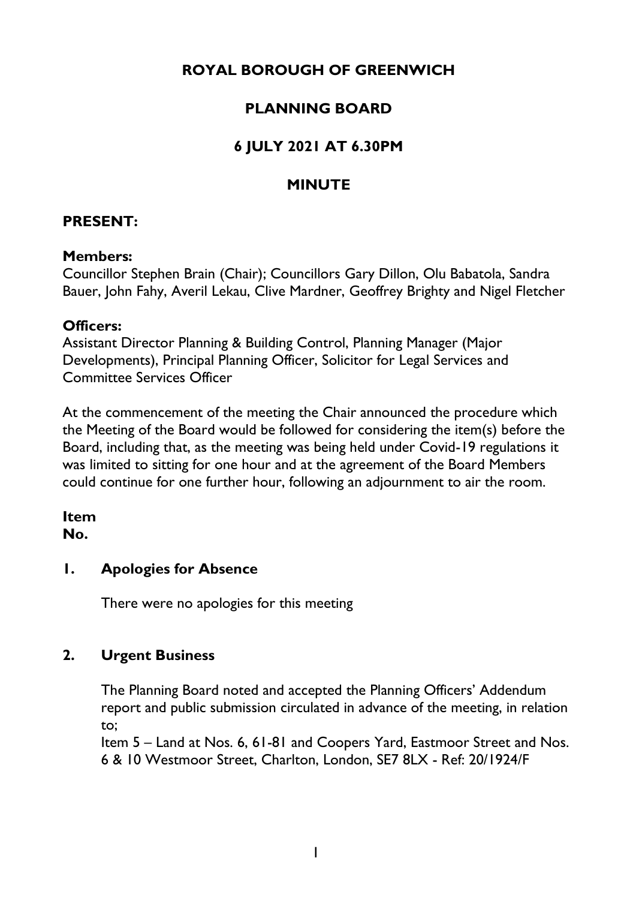# ROYAL BOROUGH OF GREENWICH

# PLANNING BOARD

# 6 JULY 2021 AT 6.30PM

# MINUTE

## PRESENT:

### Members:

Councillor Stephen Brain (Chair); Councillors Gary Dillon, Olu Babatola, Sandra Bauer, John Fahy, Averil Lekau, Clive Mardner, Geoffrey Brighty and Nigel Fletcher

### Officers:

Assistant Director Planning & Building Control, Planning Manager (Major Developments), Principal Planning Officer, Solicitor for Legal Services and Committee Services Officer

At the commencement of the meeting the Chair announced the procedure which the Meeting of the Board would be followed for considering the item(s) before the Board, including that, as the meeting was being held under Covid-19 regulations it was limited to sitting for one hour and at the agreement of the Board Members could continue for one further hour, following an adjournment to air the room.

**Item No.**

## 1. Apologies for Absence

There were no apologies for this meeting

## 2. Urgent Business

The Planning Board noted and accepted the Planning Officers' Addendum report and public submission circulated in advance of the meeting, in relation to;
Item 5 – Land at Nos. 6, 61-81 and Coopers Yard, Eastmoor Street and Nos. 6 & 10 Westmoor Street, Charlton, London, SE7 8LX - Ref: 20/1924/F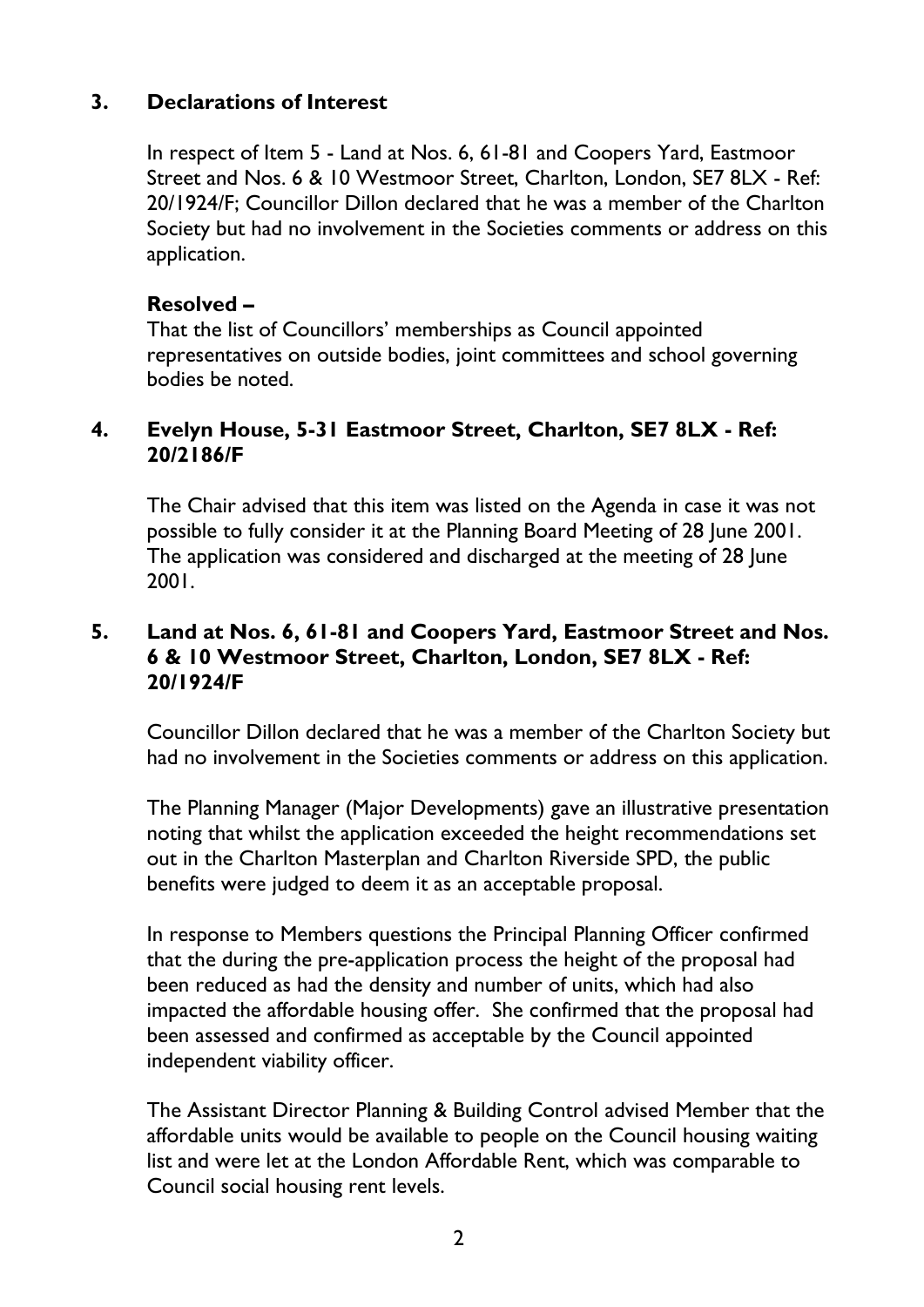## 3. Declarations of Interest

In respect of Item 5 - Land at Nos. 6, 61-81 and Coopers Yard, Eastmoor Street and Nos. 6 & 10 Westmoor Street, Charlton, London, SE7 8LX - Ref: 20/1924/F; Councillor Dillon declared that he was a member of the Charlton Society but had no involvement in the Societies comments or address on this application.

**Resolved –**

That the list of Councillors' memberships as Council appointed representatives on outside bodies, joint committees and school governing bodies be noted.

## 4. Evelyn House, 5-31 Eastmoor Street, Charlton, SE7 8LX - Ref: 20/2186/F

The Chair advised that this item was listed on the Agenda in case it was not possible to fully consider it at the Planning Board Meeting of 28 June 2001. The application was considered and discharged at the meeting of 28 June 2001.

## 5. Land at Nos. 6, 61-81 and Coopers Yard, Eastmoor Street and Nos. 6 & 10 Westmoor Street, Charlton, London, SE7 8LX - Ref: 20/1924/F

Councillor Dillon declared that he was a member of the Charlton Society but had no involvement in the Societies comments or address on this application.

The Planning Manager (Major Developments) gave an illustrative presentation noting that whilst the application exceeded the height recommendations set out in the Charlton Masterplan and Charlton Riverside SPD, the public benefits were judged to deem it as an acceptable proposal.

In response to Members questions the Principal Planning Officer confirmed that the during the pre-application process the height of the proposal had been reduced as had the density and number of units, which had also impacted the affordable housing offer. She confirmed that the proposal had been assessed and confirmed as acceptable by the Council appointed independent viability officer.

The Assistant Director Planning & Building Control advised Member that the affordable units would be available to people on the Council housing waiting list and were let at the London Affordable Rent, which was comparable to Council social housing rent levels.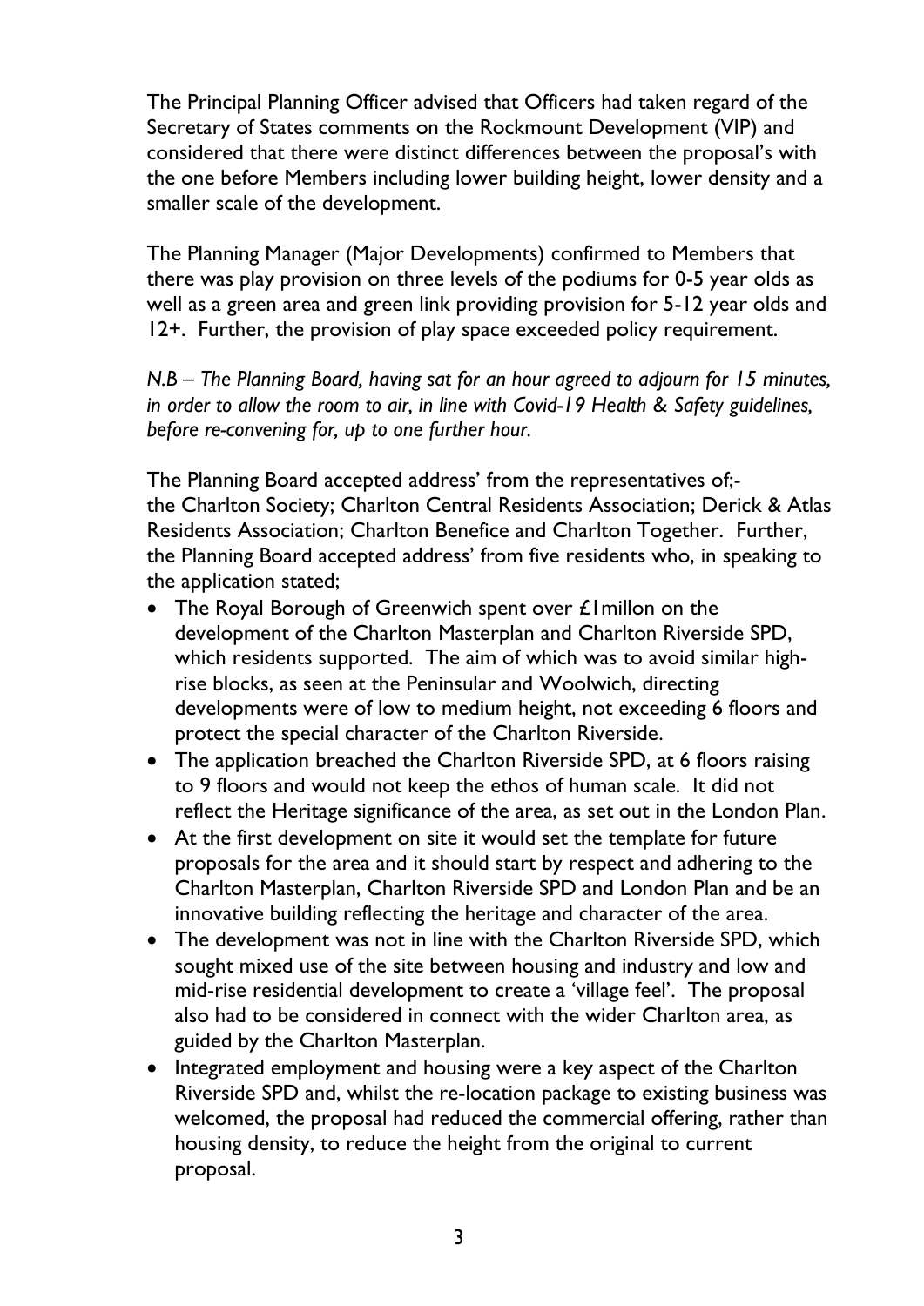The Principal Planning Officer advised that Officers had taken regard of the Secretary of States comments on the Rockmount Development (VIP) and considered that there were distinct differences between the proposal's with the one before Members including lower building height, lower density and a smaller scale of the development.

The Planning Manager (Major Developments) confirmed to Members that there was play provision on three levels of the podiums for 0-5 year olds as well as a green area and green link providing provision for 5-12 year olds and 12+. Further, the provision of play space exceeded policy requirement.

*N.B – The Planning Board, having sat for an hour agreed to adjourn for 15 minutes, in order to allow the room to air, in line with Covid-19 Health & Safety guidelines, before re-convening for, up to one further hour.*

The Planning Board accepted address' from the representatives of;- the Charlton Society; Charlton Central Residents Association; Derick & Atlas Residents Association; Charlton Benefice and Charlton Together. Further, the Planning Board accepted address' from five residents who, in speaking to the application stated;

- The Royal Borough of Greenwich spent over £1millon on the development of the Charlton Masterplan and Charlton Riverside SPD, which residents supported. The aim of which was to avoid similar high-rise blocks, as seen at the Peninsular and Woolwich, directing developments were of low to medium height, not exceeding 6 floors and protect the special character of the Charlton Riverside.
- The application breached the Charlton Riverside SPD, at 6 floors raising to 9 floors and would not keep the ethos of human scale. It did not reflect the Heritage significance of the area, as set out in the London Plan.
- At the first development on site it would set the template for future proposals for the area and it should start by respect and adhering to the Charlton Masterplan, Charlton Riverside SPD and London Plan and be an innovative building reflecting the heritage and character of the area.
- The development was not in line with the Charlton Riverside SPD, which sought mixed use of the site between housing and industry and low and mid-rise residential development to create a 'village feel'. The proposal also had to be considered in connect with the wider Charlton area, as guided by the Charlton Masterplan.
- Integrated employment and housing were a key aspect of the Charlton Riverside SPD and, whilst the re-location package to existing business was welcomed, the proposal had reduced the commercial offering, rather than housing density, to reduce the height from the original to current proposal.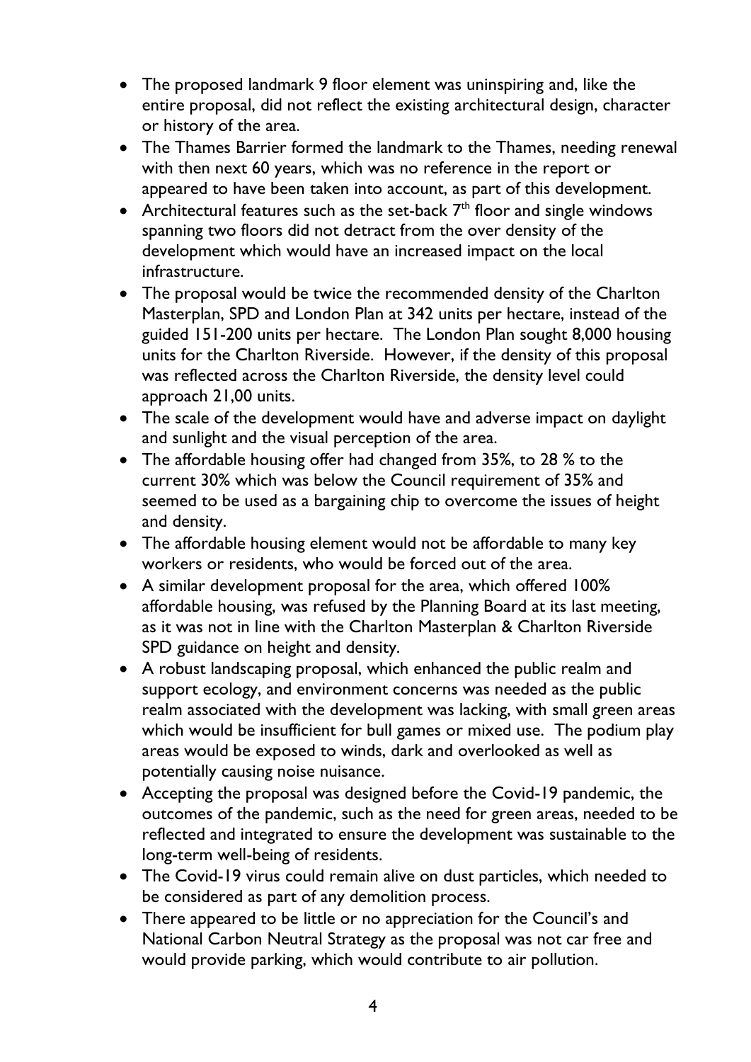- The proposed landmark 9 floor element was uninspiring and, like the entire proposal, did not reflect the existing architectural design, character or history of the area.
- The Thames Barrier formed the landmark to the Thames, needing renewal with then next 60 years, which was no reference in the report or appeared to have been taken into account, as part of this development.
- Architectural features such as the set-back 7th floor and single windows spanning two floors did not detract from the over density of the development which would have an increased impact on the local infrastructure.
- The proposal would be twice the recommended density of the Charlton Masterplan, SPD and London Plan at 342 units per hectare, instead of the guided 151-200 units per hectare. The London Plan sought 8,000 housing units for the Charlton Riverside. However, if the density of this proposal was reflected across the Charlton Riverside, the density level could approach 21,00 units.
- The scale of the development would have and adverse impact on daylight and sunlight and the visual perception of the area.
- The affordable housing offer had changed from 35%, to 28 % to the current 30% which was below the Council requirement of 35% and seemed to be used as a bargaining chip to overcome the issues of height and density.
- The affordable housing element would not be affordable to many key workers or residents, who would be forced out of the area.
- A similar development proposal for the area, which offered 100% affordable housing, was refused by the Planning Board at its last meeting, as it was not in line with the Charlton Masterplan & Charlton Riverside SPD guidance on height and density.
- A robust landscaping proposal, which enhanced the public realm and support ecology, and environment concerns was needed as the public realm associated with the development was lacking, with small green areas which would be insufficient for bull games or mixed use. The podium play areas would be exposed to winds, dark and overlooked as well as potentially causing noise nuisance.
- Accepting the proposal was designed before the Covid-19 pandemic, the outcomes of the pandemic, such as the need for green areas, needed to be reflected and integrated to ensure the development was sustainable to the long-term well-being of residents.
- The Covid-19 virus could remain alive on dust particles, which needed to be considered as part of any demolition process.
- There appeared to be little or no appreciation for the Council's and National Carbon Neutral Strategy as the proposal was not car free and would provide parking, which would contribute to air pollution.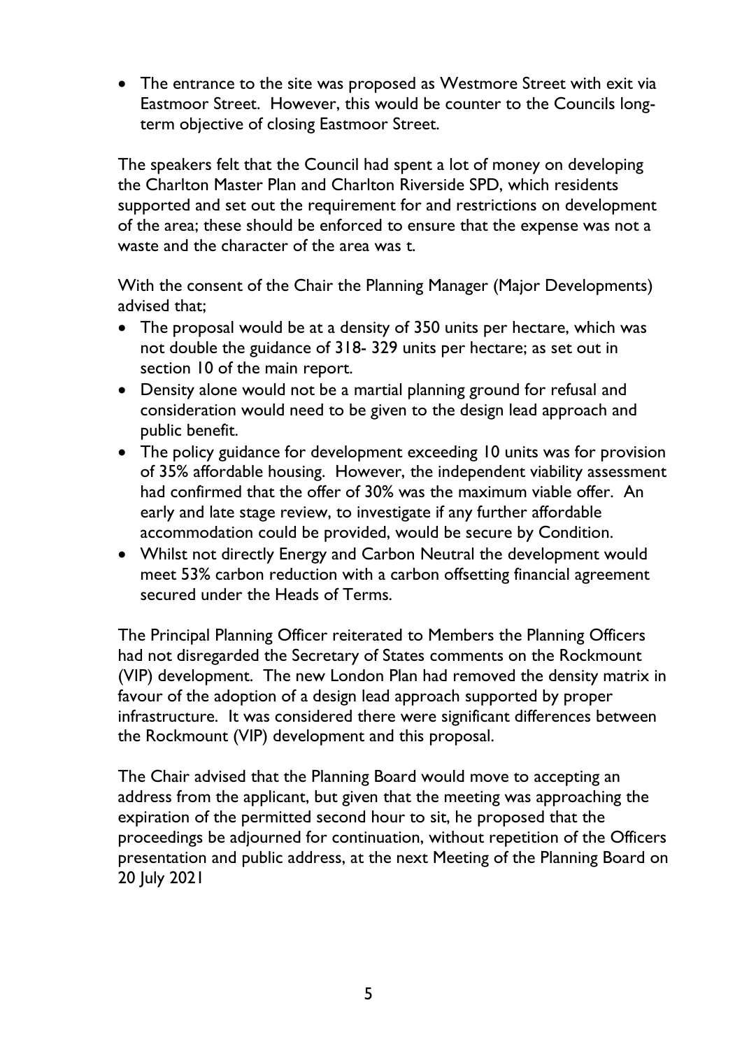- The entrance to the site was proposed as Westmore Street with exit via Eastmoor Street. However, this would be counter to the Councils long-term objective of closing Eastmoor Street.

The speakers felt that the Council had spent a lot of money on developing the Charlton Master Plan and Charlton Riverside SPD, which residents supported and set out the requirement for and restrictions on development of the area; these should be enforced to ensure that the expense was not a waste and the character of the area was t.

With the consent of the Chair the Planning Manager (Major Developments) advised that;

- The proposal would be at a density of 350 units per hectare, which was not double the guidance of 318- 329 units per hectare; as set out in section 10 of the main report.
- Density alone would not be a martial planning ground for refusal and consideration would need to be given to the design lead approach and public benefit.
- The policy guidance for development exceeding 10 units was for provision of 35% affordable housing. However, the independent viability assessment had confirmed that the offer of 30% was the maximum viable offer. An early and late stage review, to investigate if any further affordable accommodation could be provided, would be secure by Condition.
- Whilst not directly Energy and Carbon Neutral the development would meet 53% carbon reduction with a carbon offsetting financial agreement secured under the Heads of Terms.

The Principal Planning Officer reiterated to Members the Planning Officers had not disregarded the Secretary of States comments on the Rockmount (VIP) development. The new London Plan had removed the density matrix in favour of the adoption of a design lead approach supported by proper infrastructure. It was considered there were significant differences between the Rockmount (VIP) development and this proposal.

The Chair advised that the Planning Board would move to accepting an address from the applicant, but given that the meeting was approaching the expiration of the permitted second hour to sit, he proposed that the proceedings be adjourned for continuation, without repetition of the Officers presentation and public address, at the next Meeting of the Planning Board on 20 July 2021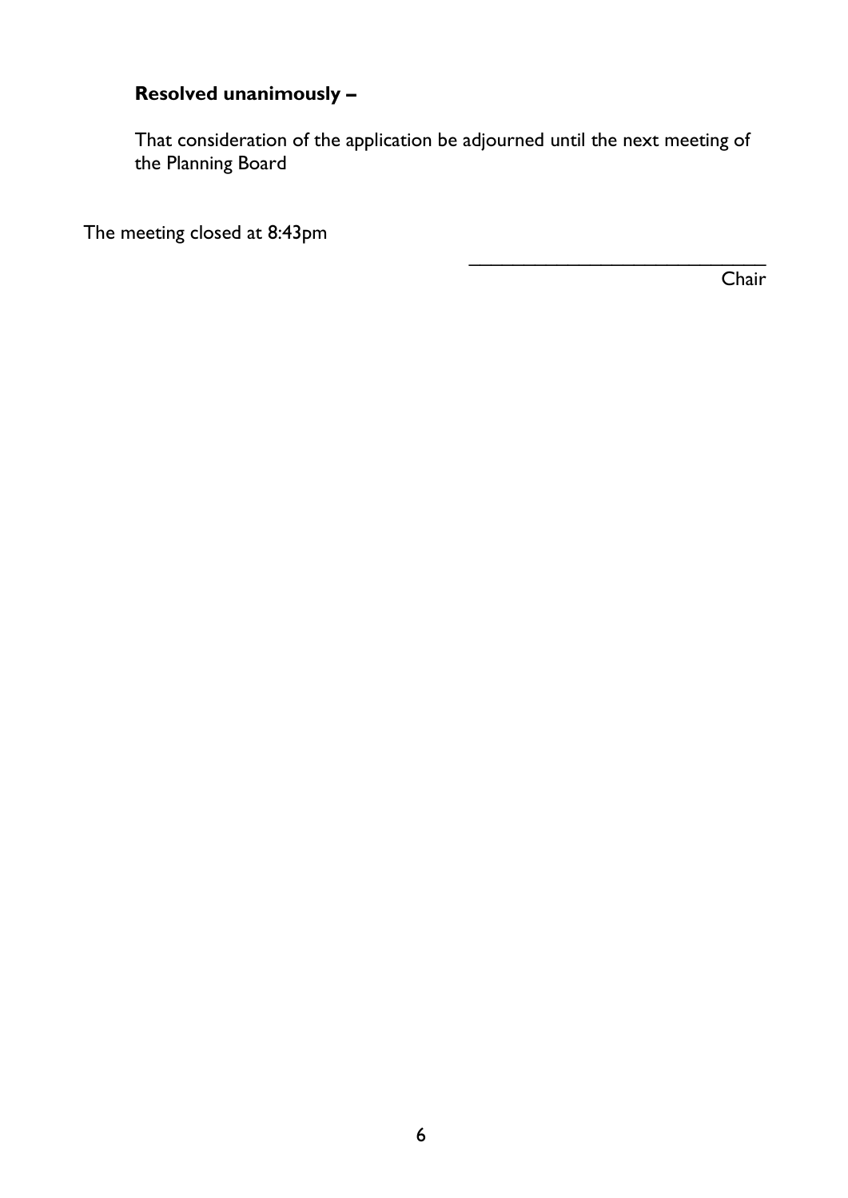**Resolved unanimously –**

That consideration of the application be adjourned until the next meeting of the Planning Board

The meeting closed at 8:43pm

\_\_\_\_\_\_\_\_\_\_\_\_\_\_\_\_\_\_\_\_\_\_\_\_\_\_\_\_\_\_

Chair